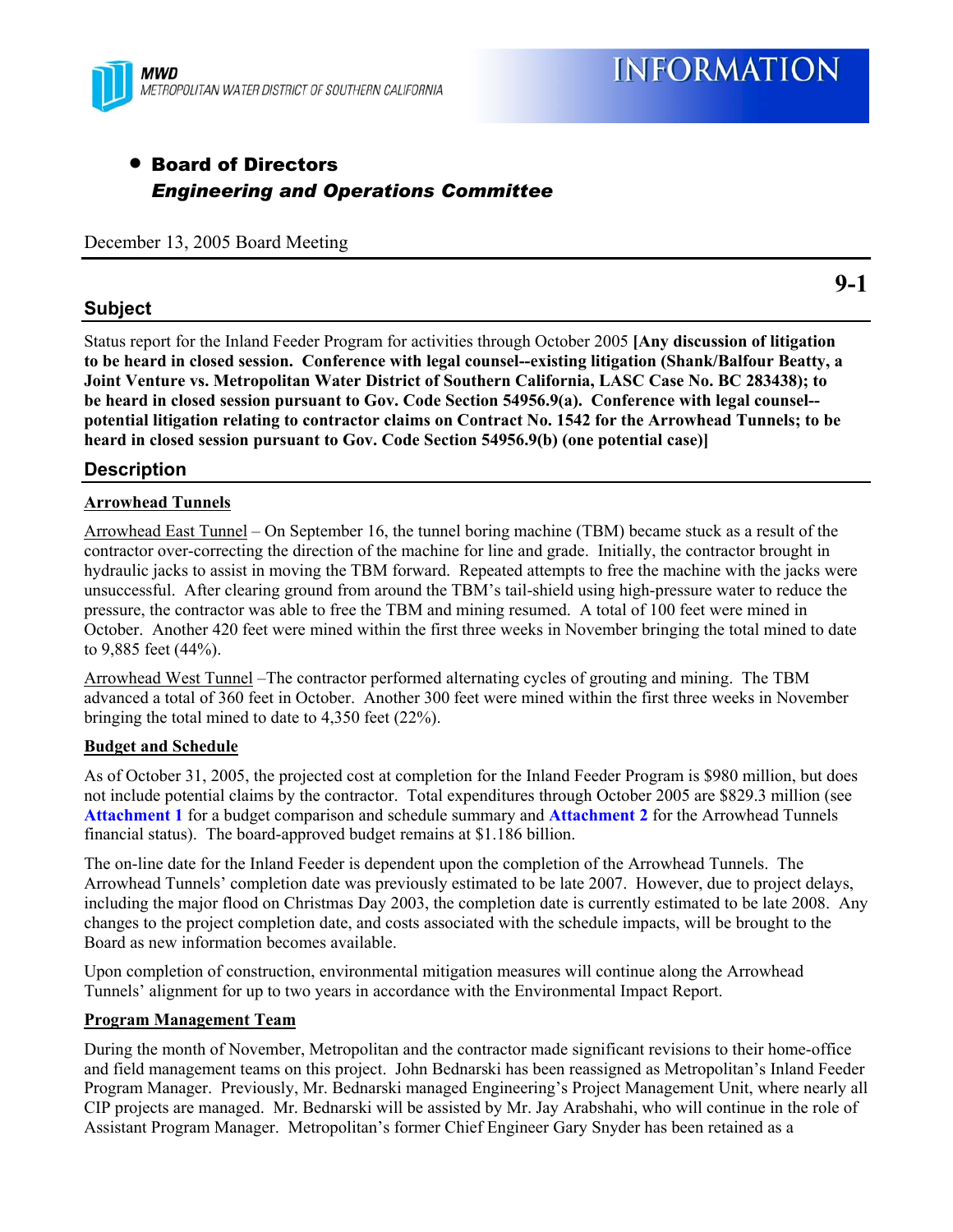MWD
METROPOLITAN WATER DISTRICT OF SOUTHERN CALIFORNIA

# INFORMATION

- **Board of Directors**
  ***Engineering and Operations Committee***

December 13, 2005 Board Meeting

**9-1**

## Subject

Status report for the Inland Feeder Program for activities through October 2005 **[Any discussion of litigation to be heard in closed session. Conference with legal counsel--existing litigation (Shank/Balfour Beatty, a Joint Venture vs. Metropolitan Water District of Southern California, LASC Case No. BC 283438); to be heard in closed session pursuant to Gov. Code Section 54956.9(a). Conference with legal counsel--potential litigation relating to contractor claims on Contract No. 1542 for the Arrowhead Tunnels; to be heard in closed session pursuant to Gov. Code Section 54956.9(b) (one potential case)]**

## Description

### Arrowhead Tunnels

Arrowhead East Tunnel – On September 16, the tunnel boring machine (TBM) became stuck as a result of the contractor over-correcting the direction of the machine for line and grade. Initially, the contractor brought in hydraulic jacks to assist in moving the TBM forward. Repeated attempts to free the machine with the jacks were unsuccessful. After clearing ground from around the TBM's tail-shield using high-pressure water to reduce the pressure, the contractor was able to free the TBM and mining resumed. A total of 100 feet were mined in October. Another 420 feet were mined within the first three weeks in November bringing the total mined to date to 9,885 feet (44%).

Arrowhead West Tunnel –The contractor performed alternating cycles of grouting and mining. The TBM advanced a total of 360 feet in October. Another 300 feet were mined within the first three weeks in November bringing the total mined to date to 4,350 feet (22%).

### Budget and Schedule

As of October 31, 2005, the projected cost at completion for the Inland Feeder Program is $980 million, but does not include potential claims by the contractor. Total expenditures through October 2005 are $829.3 million (see **Attachment 1** for a budget comparison and schedule summary and **Attachment 2** for the Arrowhead Tunnels financial status). The board-approved budget remains at $1.186 billion.

The on-line date for the Inland Feeder is dependent upon the completion of the Arrowhead Tunnels. The Arrowhead Tunnels' completion date was previously estimated to be late 2007. However, due to project delays, including the major flood on Christmas Day 2003, the completion date is currently estimated to be late 2008. Any changes to the project completion date, and costs associated with the schedule impacts, will be brought to the Board as new information becomes available.

Upon completion of construction, environmental mitigation measures will continue along the Arrowhead Tunnels' alignment for up to two years in accordance with the Environmental Impact Report.

### Program Management Team

During the month of November, Metropolitan and the contractor made significant revisions to their home-office and field management teams on this project. John Bednarski has been reassigned as Metropolitan's Inland Feeder Program Manager. Previously, Mr. Bednarski managed Engineering's Project Management Unit, where nearly all CIP projects are managed. Mr. Bednarski will be assisted by Mr. Jay Arabshahi, who will continue in the role of Assistant Program Manager. Metropolitan's former Chief Engineer Gary Snyder has been retained as a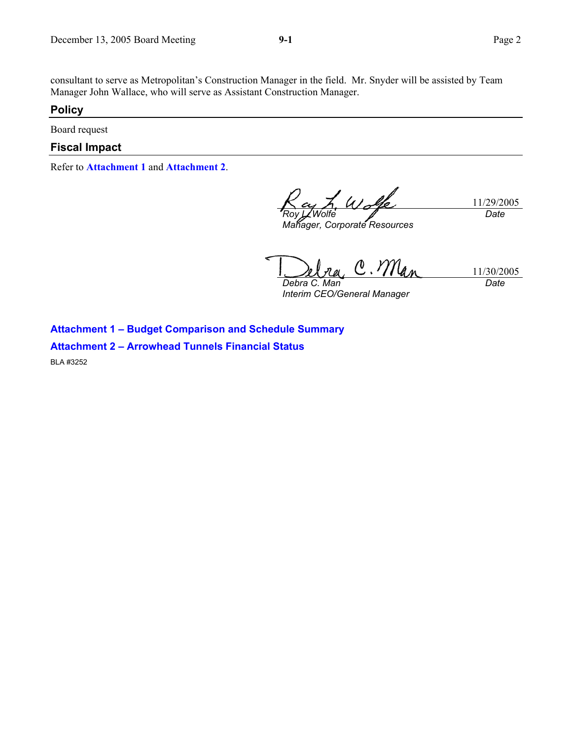consultant to serve as Metropolitan's Construction Manager in the field. Mr. Snyder will be assisted by Team Manager John Wallace, who will serve as Assistant Construction Manager.

## Policy

Board request

## Fiscal Impact

Refer to **Attachment 1** and **Attachment 2**.

| | |
|---|---|
| *Roy L. Wolfe*<br>*Manager, Corporate Resources* | 11/29/2005<br>*Date* |
| *Debra C. Man*<br>*Interim CEO/General Manager* | 11/30/2005<br>*Date* |

**Attachment 1 – Budget Comparison and Schedule Summary**

**Attachment 2 – Arrowhead Tunnels Financial Status**

BLA #3252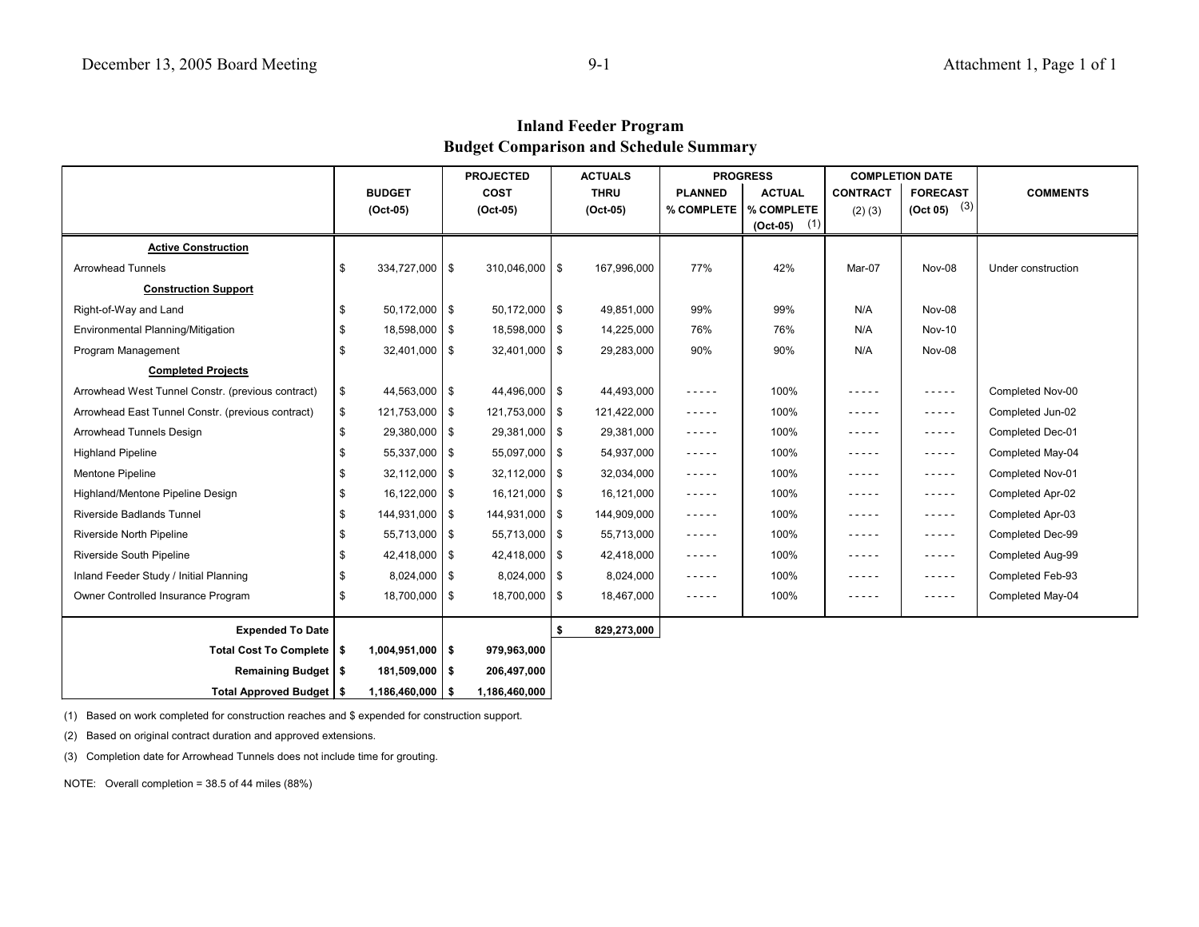# Inland Feeder Program
## Budget Comparison and Schedule Summary

| | BUDGET (Oct-05) | PROJECTED COST (Oct-05) | ACTUALS THRU (Oct-05) | PROGRESS | | COMPLETION DATE | | COMMENTS |
|---|---|---|---|---|---|---|---|---|
| | | | | PLANNED % COMPLETE | ACTUAL % COMPLETE (Oct-05) (1) | CONTRACT (2) (3) | FORECAST (Oct 05) (3) | |
| **Active Construction** | | | | | | | | |
| Arrowhead Tunnels | $ 334,727,000 | $ 310,046,000 | $ 167,996,000 | 77% | 42% | Mar-07 | Nov-08 | Under construction |
| **Construction Support** | | | | | | | | |
| Right-of-Way and Land | $ 50,172,000 | $ 50,172,000 | $ 49,851,000 | 99% | 99% | N/A | Nov-08 | |
| Environmental Planning/Mitigation | $ 18,598,000 | $ 18,598,000 | $ 14,225,000 | 76% | 76% | N/A | Nov-10 | |
| Program Management | $ 32,401,000 | $ 32,401,000 | $ 29,283,000 | 90% | 90% | N/A | Nov-08 | |
| **Completed Projects** | | | | | | | | |
| Arrowhead West Tunnel Constr. (previous contract) | $ 44,563,000 | $ 44,496,000 | $ 44,493,000 | - - - - - | 100% | - - - - - | - - - - - | Completed Nov-00 |
| Arrowhead East Tunnel Constr. (previous contract) | $ 121,753,000 | $ 121,753,000 | $ 121,422,000 | - - - - - | 100% | - - - - - | - - - - - | Completed Jun-02 |
| Arrowhead Tunnels Design | $ 29,380,000 | $ 29,381,000 | $ 29,381,000 | - - - - - | 100% | - - - - - | - - - - - | Completed Dec-01 |
| Highland Pipeline | $ 55,337,000 | $ 55,097,000 | $ 54,937,000 | - - - - - | 100% | - - - - - | - - - - - | Completed May-04 |
| Mentone Pipeline | $ 32,112,000 | $ 32,112,000 | $ 32,034,000 | - - - - - | 100% | - - - - - | - - - - - | Completed Nov-01 |
| Highland/Mentone Pipeline Design | $ 16,122,000 | $ 16,121,000 | $ 16,121,000 | - - - - - | 100% | - - - - - | - - - - - | Completed Apr-02 |
| Riverside Badlands Tunnel | $ 144,931,000 | $ 144,931,000 | $ 144,909,000 | - - - - - | 100% | - - - - - | - - - - - | Completed Apr-03 |
| Riverside North Pipeline | $ 55,713,000 | $ 55,713,000 | $ 55,713,000 | - - - - - | 100% | - - - - - | - - - - - | Completed Dec-99 |
| Riverside South Pipeline | $ 42,418,000 | $ 42,418,000 | $ 42,418,000 | - - - - - | 100% | - - - - - | - - - - - | Completed Aug-99 |
| Inland Feeder Study / Initial Planning | $ 8,024,000 | $ 8,024,000 | $ 8,024,000 | - - - - - | 100% | - - - - - | - - - - - | Completed Feb-93 |
| Owner Controlled Insurance Program | $ 18,700,000 | $ 18,700,000 | $ 18,467,000 | - - - - - | 100% | - - - - - | - - - - - | Completed May-04 |
| **Expended To Date** | | | **$ 829,273,000** | | | | | |
| **Total Cost To Complete** | **$ 1,004,951,000** | **$ 979,963,000** | | | | | | |
| **Remaining Budget** | **$ 181,509,000** | **$ 206,497,000** | | | | | | |
| **Total Approved Budget** | **$ 1,186,460,000** | **$ 1,186,460,000** | | | | | | |

(1) Based on work completed for construction reaches and $ expended for construction support.

(2) Based on original contract duration and approved extensions.

(3) Completion date for Arrowhead Tunnels does not include time for grouting.

NOTE: Overall completion = 38.5 of 44 miles (88%)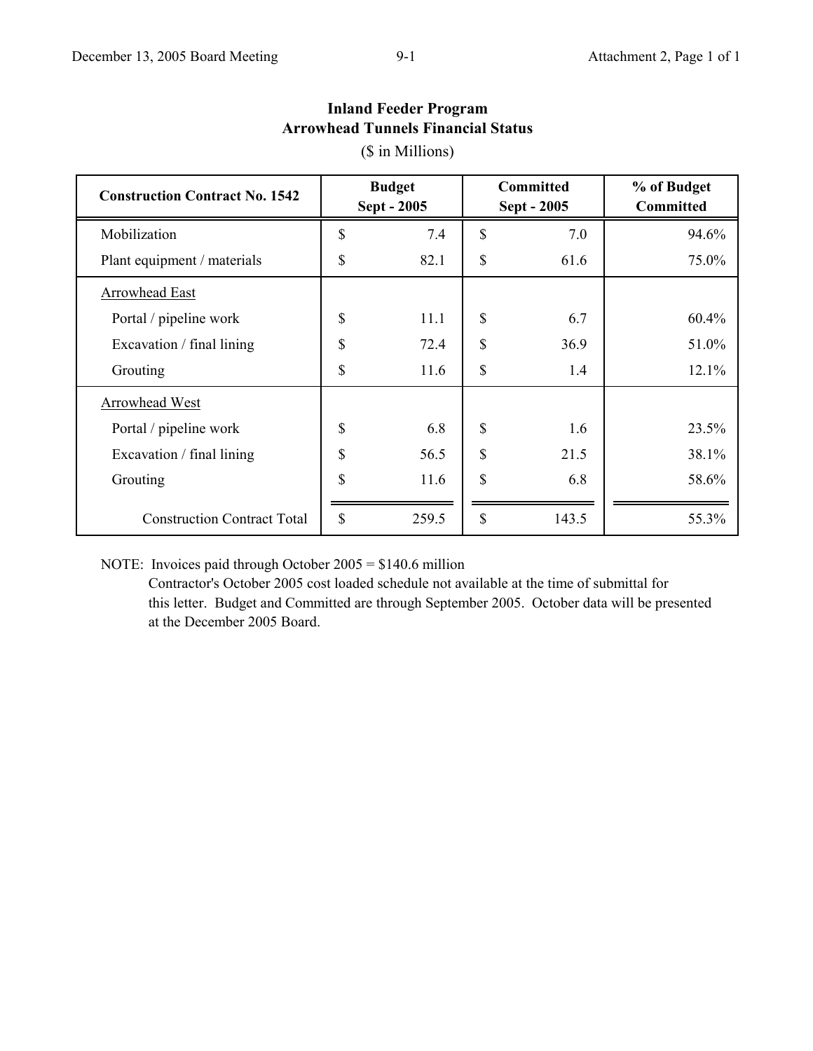**Inland Feeder Program**
**Arrowhead Tunnels Financial Status**
($ in Millions)

| Construction Contract No. 1542 | Budget Sept - 2005 | Committed Sept - 2005 | % of Budget Committed |
|---|---|---|---|
| Mobilization | $ 7.4 | $ 7.0 | 94.6% |
| Plant equipment / materials | $ 82.1 | $ 61.6 | 75.0% |
| Arrowhead East | | | |
| Portal / pipeline work | $ 11.1 | $ 6.7 | 60.4% |
| Excavation / final lining | $ 72.4 | $ 36.9 | 51.0% |
| Grouting | $ 11.6 | $ 1.4 | 12.1% |
| Arrowhead West | | | |
| Portal / pipeline work | $ 6.8 | $ 1.6 | 23.5% |
| Excavation / final lining | $ 56.5 | $ 21.5 | 38.1% |
| Grouting | $ 11.6 | $ 6.8 | 58.6% |
| Construction Contract Total | $ 259.5 | $ 143.5 | 55.3% |

NOTE: Invoices paid through October 2005 = $140.6 million
Contractor's October 2005 cost loaded schedule not available at the time of submittal for this letter. Budget and Committed are through September 2005. October data will be presented at the December 2005 Board.